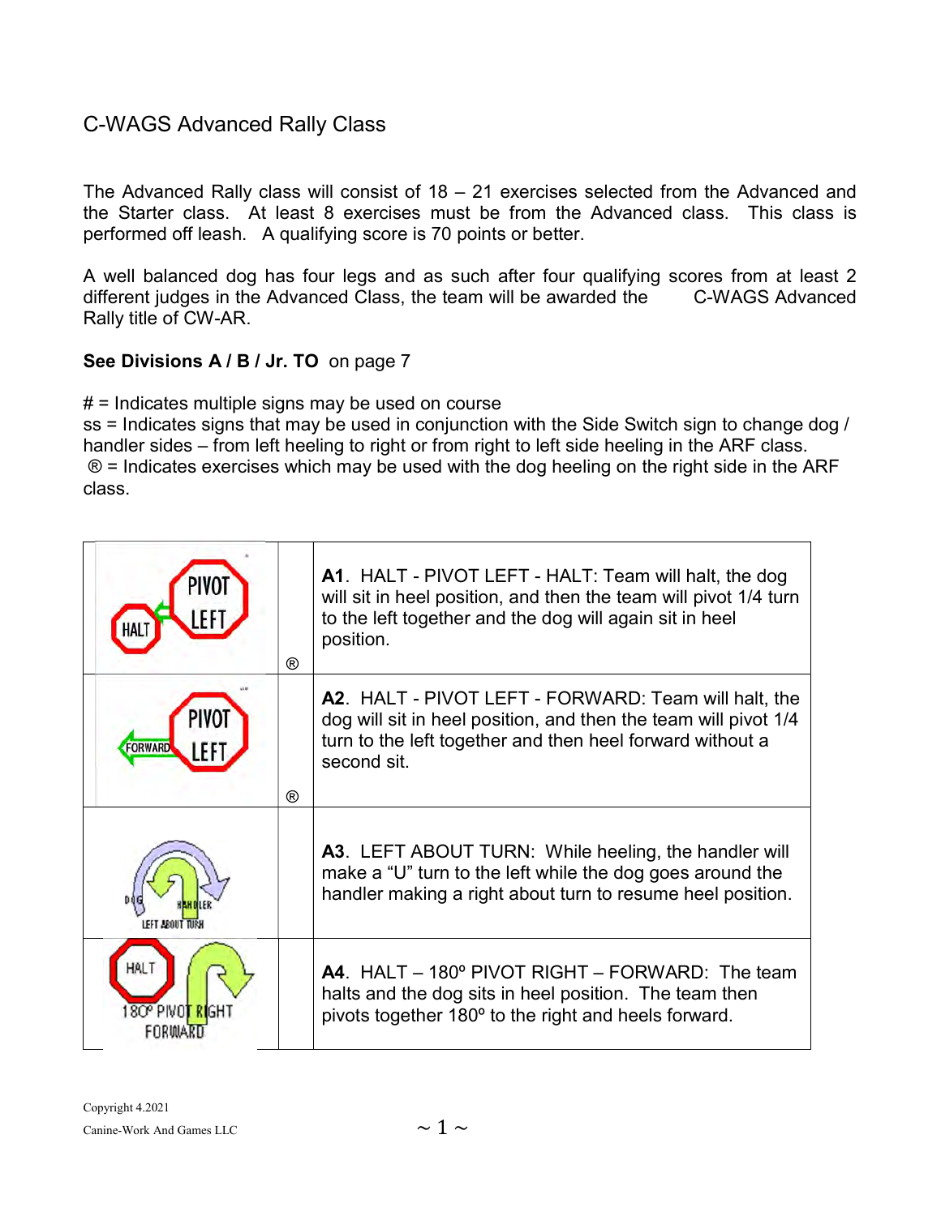# C-WAGS Advanced Rally Class

The Advanced Rally class will consist of 18 – 21 exercises selected from the Advanced and the Starter class. At least 8 exercises must be from the Advanced class. This class is performed off leash. A qualifying score is 70 points or better.

A well balanced dog has four legs and as such after four qualifying scores from at least 2 different judges in the Advanced Class, the team will be awarded the C-WAGS Advanced Rally title of CW-AR.

**See Divisions A / B / Jr. TO** on page 7

# = Indicates multiple signs may be used on course
ss = Indicates signs that may be used in conjunction with the Side Switch sign to change dog / handler sides – from left heeling to right or from right to left side heeling in the ARF class.
® = Indicates exercises which may be used with the dog heeling on the right side in the ARF class.

| | | |
|---|---|---|
| HALT / PIVOT LEFT | ® | **A1**. HALT - PIVOT LEFT - HALT: Team will halt, the dog will sit in heel position, and then the team will pivot 1/4 turn to the left together and the dog will again sit in heel position. |
| FORWARD / PIVOT LEFT | ® | **A2**. HALT - PIVOT LEFT - FORWARD: Team will halt, the dog will sit in heel position, and then the team will pivot 1/4 turn to the left together and then heel forward without a second sit. |
| DOG / HANDLER / LEFT ABOUT TURN | | **A3**. LEFT ABOUT TURN: While heeling, the handler will make a "U" turn to the left while the dog goes around the handler making a right about turn to resume heel position. |
| HALT / 180° PIVOT RIGHT / FORWARD | | **A4**. HALT – 180º PIVOT RIGHT – FORWARD: The team halts and the dog sits in heel position. The team then pivots together 180º to the right and heels forward. |

Copyright 4.2021
Canine-Work And Games LLC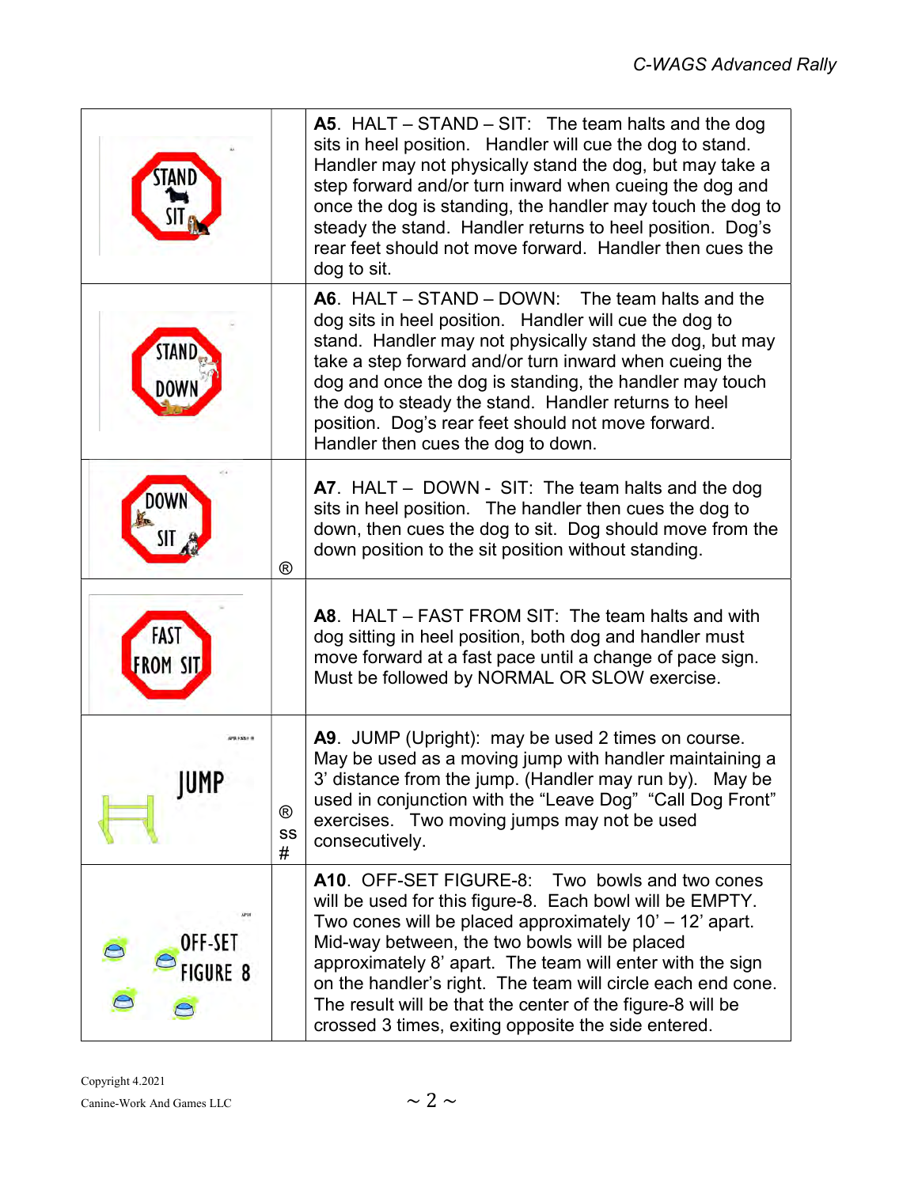| | | |
|---|---|---|
| STAND SIT | | **A5**. HALT – STAND – SIT: The team halts and the dog sits in heel position. Handler will cue the dog to stand. Handler may not physically stand the dog, but may take a step forward and/or turn inward when cueing the dog and once the dog is standing, the handler may touch the dog to steady the stand. Handler returns to heel position. Dog's rear feet should not move forward. Handler then cues the dog to sit. |
| STAND DOWN | | **A6**. HALT – STAND – DOWN: The team halts and the dog sits in heel position. Handler will cue the dog to stand. Handler may not physically stand the dog, but may take a step forward and/or turn inward when cueing the dog and once the dog is standing, the handler may touch the dog to steady the stand. Handler returns to heel position. Dog's rear feet should not move forward. Handler then cues the dog to down. |
| DOWN SIT | ® | **A7**. HALT – DOWN - SIT: The team halts and the dog sits in heel position. The handler then cues the dog to down, then cues the dog to sit. Dog should move from the down position to the sit position without standing. |
| FAST FROM SIT | | **A8**. HALT – FAST FROM SIT: The team halts and with dog sitting in heel position, both dog and handler must move forward at a fast pace until a change of pace sign. Must be followed by NORMAL OR SLOW exercise. |
| JUMP | ® SS # | **A9**. JUMP (Upright): may be used 2 times on course. May be used as a moving jump with handler maintaining a 3' distance from the jump. (Handler may run by). May be used in conjunction with the "Leave Dog" "Call Dog Front" exercises. Two moving jumps may not be used consecutively. |
| OFF-SET FIGURE 8 | | **A10**. OFF-SET FIGURE-8: Two bowls and two cones will be used for this figure-8. Each bowl will be EMPTY. Two cones will be placed approximately 10' – 12' apart. Mid-way between, the two bowls will be placed approximately 8' apart. The team will enter with the sign on the handler's right. The team will circle each end cone. The result will be that the center of the figure-8 will be crossed 3 times, exiting opposite the side entered. |

Copyright 4.2021
Canine-Work And Games LLC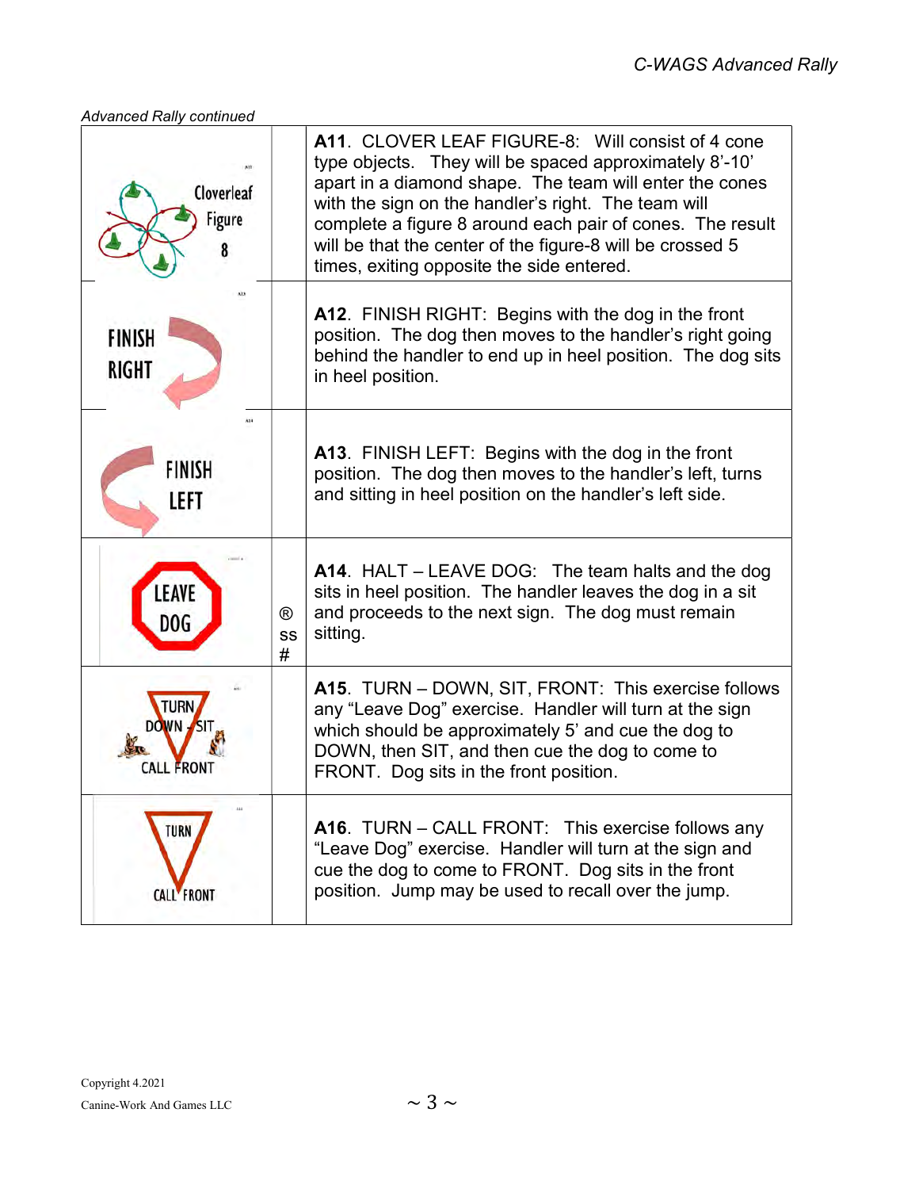*Advanced Rally continued*

| Sign | | Description |
|---|---|---|
| Cloverleaf Figure 8 | | **A11**. CLOVER LEAF FIGURE-8: Will consist of 4 cone type objects. They will be spaced approximately 8'-10' apart in a diamond shape. The team will enter the cones with the sign on the handler's right. The team will complete a figure 8 around each pair of cones. The result will be that the center of the figure-8 will be crossed 5 times, exiting opposite the side entered. |
| FINISH RIGHT | | **A12**. FINISH RIGHT: Begins with the dog in the front position. The dog then moves to the handler's right going behind the handler to end up in heel position. The dog sits in heel position. |
| FINISH LEFT | | **A13**. FINISH LEFT: Begins with the dog in the front position. The dog then moves to the handler's left, turns and sitting in heel position on the handler's left side. |
| LEAVE DOG | ® ss # | **A14**. HALT – LEAVE DOG: The team halts and the dog sits in heel position. The handler leaves the dog in a sit and proceeds to the next sign. The dog must remain sitting. |
| TURN DOWN - SIT CALL FRONT | | **A15**. TURN – DOWN, SIT, FRONT: This exercise follows any "Leave Dog" exercise. Handler will turn at the sign which should be approximately 5' and cue the dog to DOWN, then SIT, and then cue the dog to come to FRONT. Dog sits in the front position. |
| TURN CALL FRONT | | **A16**. TURN – CALL FRONT: This exercise follows any "Leave Dog" exercise. Handler will turn at the sign and cue the dog to come to FRONT. Dog sits in the front position. Jump may be used to recall over the jump. |

Copyright 4.2021
Canine-Work And Games LLC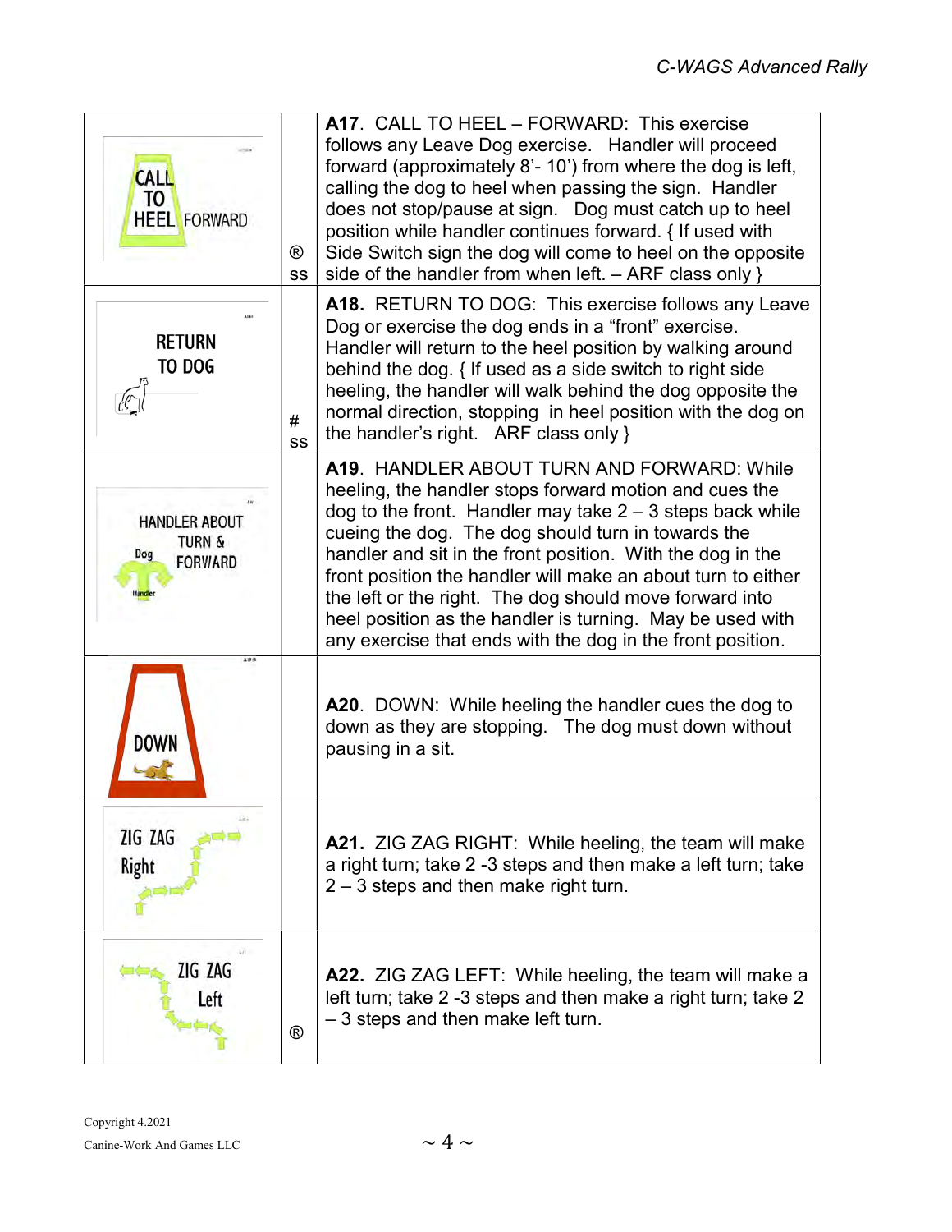| Sign | | Description |
|---|---|---|
| CALL TO HEEL FORWARD | ® ss | **A17**. CALL TO HEEL – FORWARD: This exercise follows any Leave Dog exercise. Handler will proceed forward (approximately 8'- 10') from where the dog is left, calling the dog to heel when passing the sign. Handler does not stop/pause at sign. Dog must catch up to heel position while handler continues forward. { If used with Side Switch sign the dog will come to heel on the opposite side of the handler from when left. – ARF class only } |
| RETURN TO DOG | # ss | **A18.** RETURN TO DOG: This exercise follows any Leave Dog or exercise the dog ends in a "front" exercise. Handler will return to the heel position by walking around behind the dog. { If used as a side switch to right side heeling, the handler will walk behind the dog opposite the normal direction, stopping in heel position with the dog on the handler's right. ARF class only } |
| HANDLER ABOUT TURN & FORWARD | | **A19**. HANDLER ABOUT TURN AND FORWARD: While heeling, the handler stops forward motion and cues the dog to the front. Handler may take 2 – 3 steps back while cueing the dog. The dog should turn in towards the handler and sit in the front position. With the dog in the front position the handler will make an about turn to either the left or the right. The dog should move forward into heel position as the handler is turning. May be used with any exercise that ends with the dog in the front position. |
| DOWN | | **A20**. DOWN: While heeling the handler cues the dog to down as they are stopping. The dog must down without pausing in a sit. |
| ZIG ZAG Right | | **A21.** ZIG ZAG RIGHT: While heeling, the team will make a right turn; take 2 -3 steps and then make a left turn; take 2 – 3 steps and then make right turn. |
| ZIG ZAG Left | ® | **A22.** ZIG ZAG LEFT: While heeling, the team will make a left turn; take 2 -3 steps and then make a right turn; take 2 – 3 steps and then make left turn. |

Copyright 4.2021

Canine-Work And Games LLC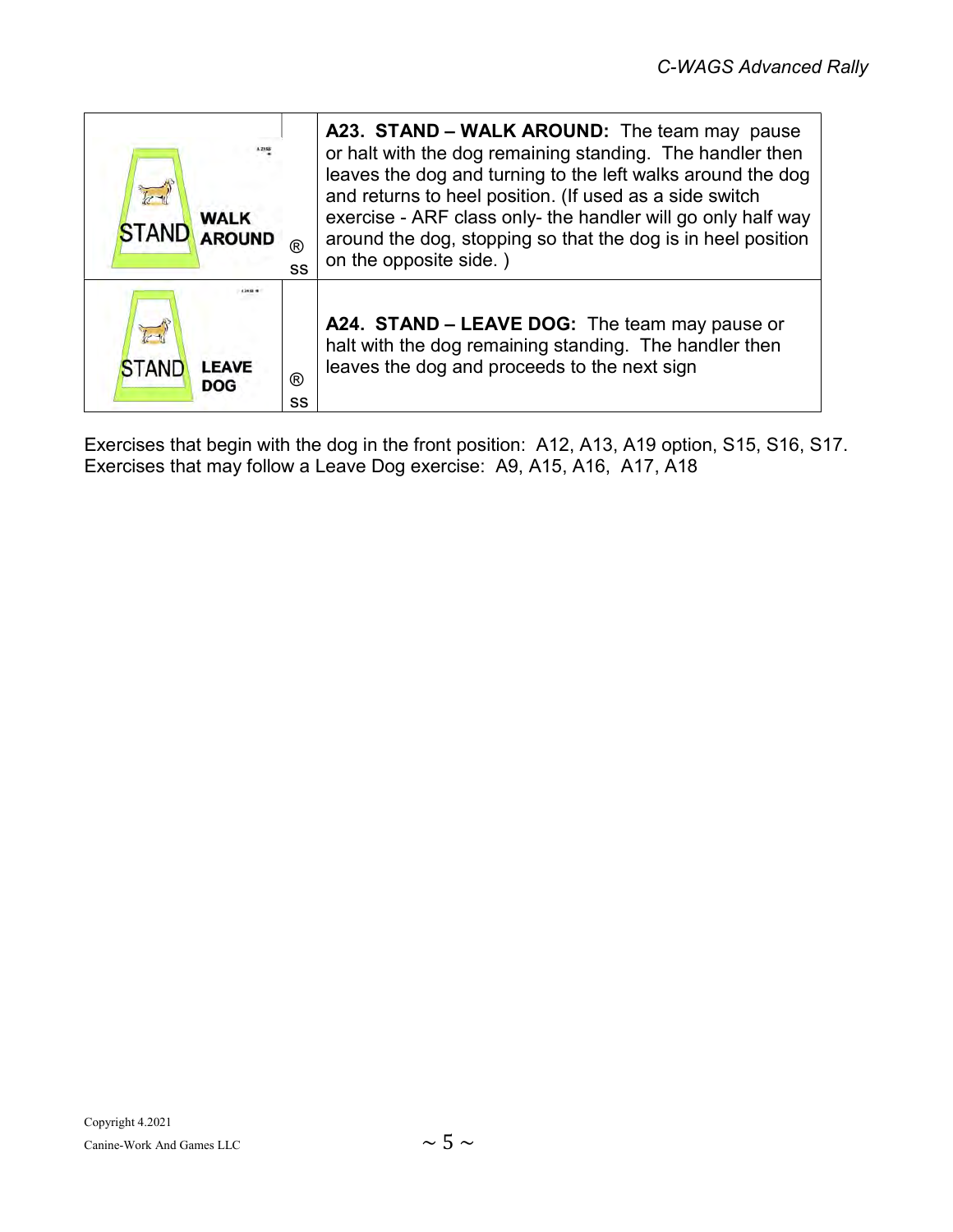| | | |
|---|---|---|
| STAND WALK AROUND | ® SS | **A23. STAND – WALK AROUND:** The team may pause or halt with the dog remaining standing. The handler then leaves the dog and turning to the left walks around the dog and returns to heel position. (If used as a side switch exercise - ARF class only- the handler will go only half way around the dog, stopping so that the dog is in heel position on the opposite side. ) |
| STAND LEAVE DOG | ® SS | **A24. STAND – LEAVE DOG:** The team may pause or halt with the dog remaining standing. The handler then leaves the dog and proceeds to the next sign |

Exercises that begin with the dog in the front position: A12, A13, A19 option, S15, S16, S17.
Exercises that may follow a Leave Dog exercise: A9, A15, A16, A17, A18

Copyright 4.2021
Canine-Work And Games LLC